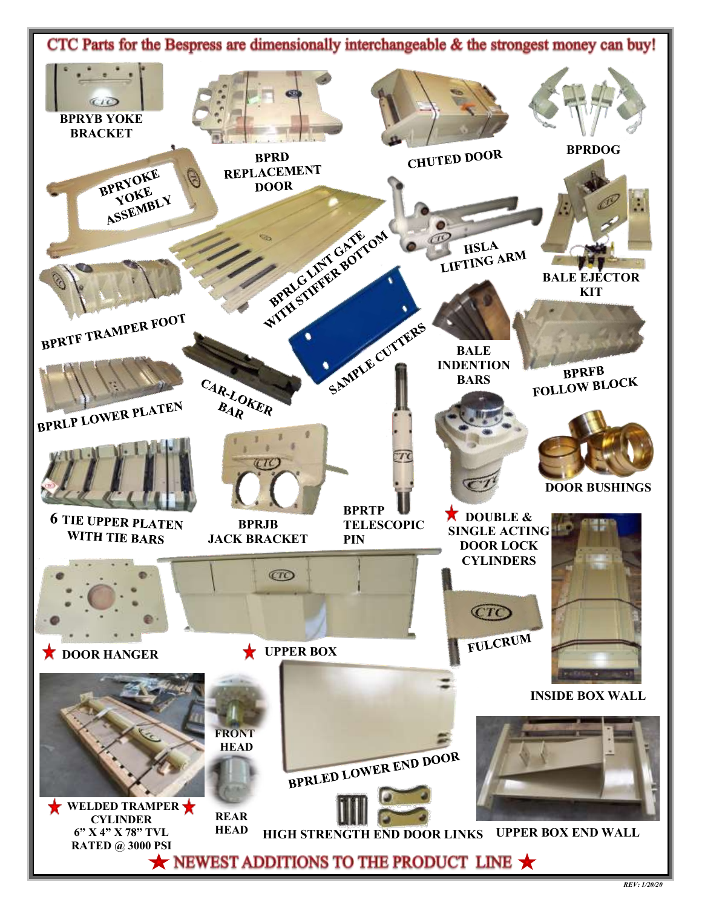# CTC Parts for the Bespress are dimensionally interchangeable & the strongest money can buy!

- BPRYB YOKE BRACKET
- BPRD REPLACEMENT DOOR
- CHUTED DOOR
- BPRDOG
- BPRYOKE YOKE ASSEMBLY
- BPRLG LINT GATE WITH STIFFER BOTTOM
- HSLA LIFTING ARM
- BALE EJECTOR KIT
- BPRTF TRAMPER FOOT
- SAMPLE CUTTERS
- BALE INDENTION BARS
- BPRFB FOLLOW BLOCK
- BPRLP LOWER PLATEN
- CAR-LOKER BAR
- DOOR BUSHINGS
- 6 TIE UPPER PLATEN WITH TIE BARS
- BPRJB JACK BRACKET
- BPRTP TELESCOPIC PIN
- ★ DOUBLE & SINGLE ACTING DOOR LOCK CYLINDERS
- ★ DOOR HANGER
- ★ UPPER BOX
- FULCRUM
- INSIDE BOX WALL
- FRONT HEAD
- REAR HEAD
- BPRLED LOWER END DOOR
- ★ WELDED TRAMPER ★ CYLINDER 6" X 4" X 78" TVL RATED @ 3000 PSI
- HIGH STRENGTH END DOOR LINKS
- UPPER BOX END WALL

★ NEWEST ADDITIONS TO THE PRODUCT LINE ★

REV: 1/20/20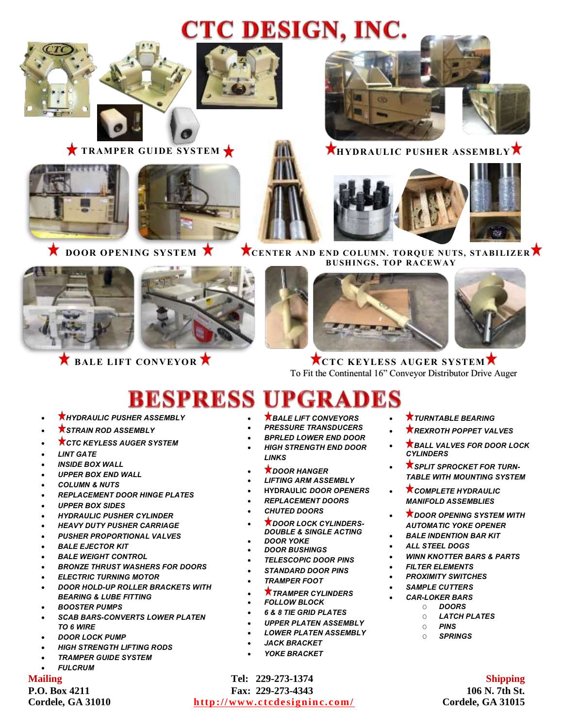# CTC DESIGN, INC.

★ TRAMPER GUIDE SYSTEM ★

★HYDRAULIC PUSHER ASSEMBLY★

★ DOOR OPENING SYSTEM ★

★CENTER AND END COLUMN. TORQUE NUTS, STABILIZER★ BUSHINGS, TOP RACEWAY

★ BALE LIFT CONVEYOR ★

★CTC KEYLESS AUGER SYSTEM★
To Fit the Continental 16" Conveyor Distributor Drive Auger

# BESPRESS UPGRADES

- ★*HYDRAULIC PUSHER ASSEMBLY*
- ★*STRAIN ROD ASSEMBLY*
- ★*CTC KEYLESS AUGER SYSTEM*
- *LINT GATE*
- *INSIDE BOX WALL*
- *UPPER BOX END WALL*
- *COLUMN & NUTS*
- *REPLACEMENT DOOR HINGE PLATES*
- *UPPER BOX SIDES*
- *HYDRAULIC PUSHER CYLINDER*
- *HEAVY DUTY PUSHER CARRIAGE*
- *PUSHER PROPORTIONAL VALVES*
- *BALE EJECTOR KIT*
- *BALE WEIGHT CONTROL*
- *BRONZE THRUST WASHERS FOR DOORS*
- *ELECTRIC TURNING MOTOR*
- *DOOR HOLD-UP ROLLER BRACKETS WITH BEARING & LUBE FITTING*
- *BOOSTER PUMPS*
- *SCAB BARS-CONVERTS LOWER PLATEN TO 6 WIRE*
- *DOOR LOCK PUMP*
- *HIGH STRENGTH LIFTING RODS*
- *TRAMPER GUIDE SYSTEM*
- *FULCRUM*

- ★*BALE LIFT CONVEYORS*
- *PRESSURE TRANSDUCERS*
- *BPRLED LOWER END DOOR*
- *HIGH STRENGTH END DOOR LINKS*
- ★*DOOR HANGER*
- *LIFTING ARM ASSEMBLY*
- *HYDRAULIC DOOR OPENERS*
- *REPLACEMENT DOORS*
- *CHUTED DOORS*
- ★*DOOR LOCK CYLINDERS- DOUBLE & SINGLE ACTING*
- *DOOR YOKE*
- *DOOR BUSHINGS*
- *TELESCOPIC DOOR PINS*
- *STANDARD DOOR PINS*
- *TRAMPER FOOT*
- ★*TRAMPER CYLINDERS*
- *FOLLOW BLOCK*
- *6 & 8 TIE GRID PLATES*
- *UPPER PLATEN ASSEMBLY*
- *LOWER PLATEN ASSEMBLY*
- *JACK BRACKET*
- *YOKE BRACKET*

- ★*TURNTABLE BEARING*
- ★*REXROTH POPPET VALVES*
- ★*BALL VALVES FOR DOOR LOCK CYLINDERS*
- ★*SPLIT SPROCKET FOR TURN-TABLE WITH MOUNTING SYSTEM*
- ★*COMPLETE HYDRAULIC MANIFOLD ASSEMBLIES*
- ★*DOOR OPENING SYSTEM WITH AUTOMATIC YOKE OPENER*
- *BALE INDENTION BAR KIT*
- *ALL STEEL DOGS*
- *WINN KNOTTER BARS & PARTS*
- *FILTER ELEMENTS*
- *PROXIMITY SWITCHES*
- *SAMPLE CUTTERS*
- *CAR-LOKER BARS*
  - *DOORS*
  - *LATCH PLATES*
  - *PINS*
  - *SPRINGS*

**Mailing**
**P.O. Box 4211**
**Cordele, GA 31010**

**Tel: 229-273-1374**
**Fax: 229-273-4343**
**http://www.ctcdesigninc.com/**

**Shipping**
**106 N. 7th St.**
**Cordele, GA 31015**